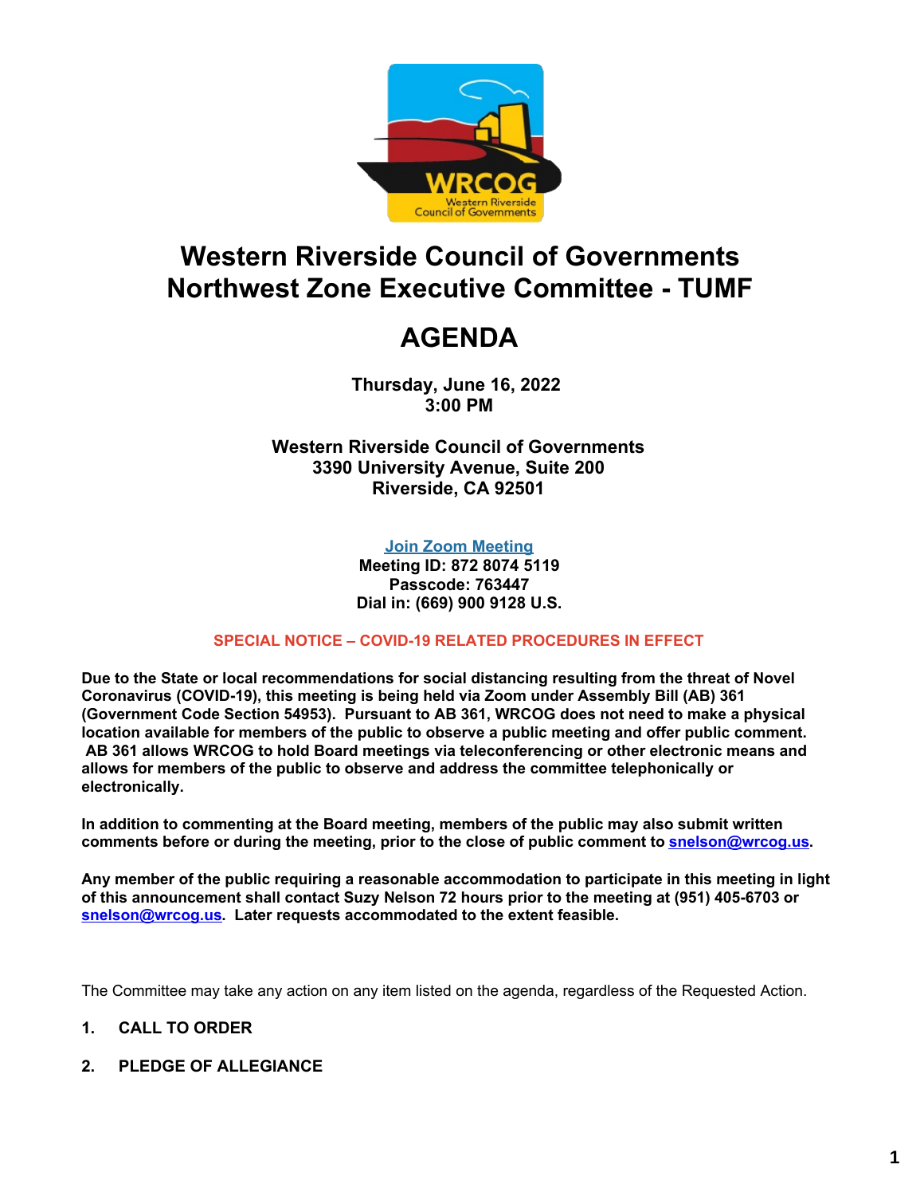# Western Riverside Council of Governments
# Northwest Zone Executive Committee - TUMF

# AGENDA

**Thursday, June 16, 2022**
**3:00 PM**

**Western Riverside Council of Governments**
**3390 University Avenue, Suite 200**
**Riverside, CA 92501**

**Join Zoom Meeting**
**Meeting ID: 872 8074 5119**
**Passcode: 763447**
**Dial in: (669) 900 9128 U.S.**

**SPECIAL NOTICE – COVID-19 RELATED PROCEDURES IN EFFECT**

**Due to the State or local recommendations for social distancing resulting from the threat of Novel Coronavirus (COVID-19), this meeting is being held via Zoom under Assembly Bill (AB) 361 (Government Code Section 54953). Pursuant to AB 361, WRCOG does not need to make a physical location available for members of the public to observe a public meeting and offer public comment. AB 361 allows WRCOG to hold Board meetings via teleconferencing or other electronic means and allows for members of the public to observe and address the committee telephonically or electronically.**

**In addition to commenting at the Board meeting, members of the public may also submit written comments before or during the meeting, prior to the close of public comment to snelson@wrcog.us.**

**Any member of the public requiring a reasonable accommodation to participate in this meeting in light of this announcement shall contact Suzy Nelson 72 hours prior to the meeting at (951) 405-6703 or snelson@wrcog.us. Later requests accommodated to the extent feasible.**

The Committee may take any action on any item listed on the agenda, regardless of the Requested Action.

**1. CALL TO ORDER**

**2. PLEDGE OF ALLEGIANCE**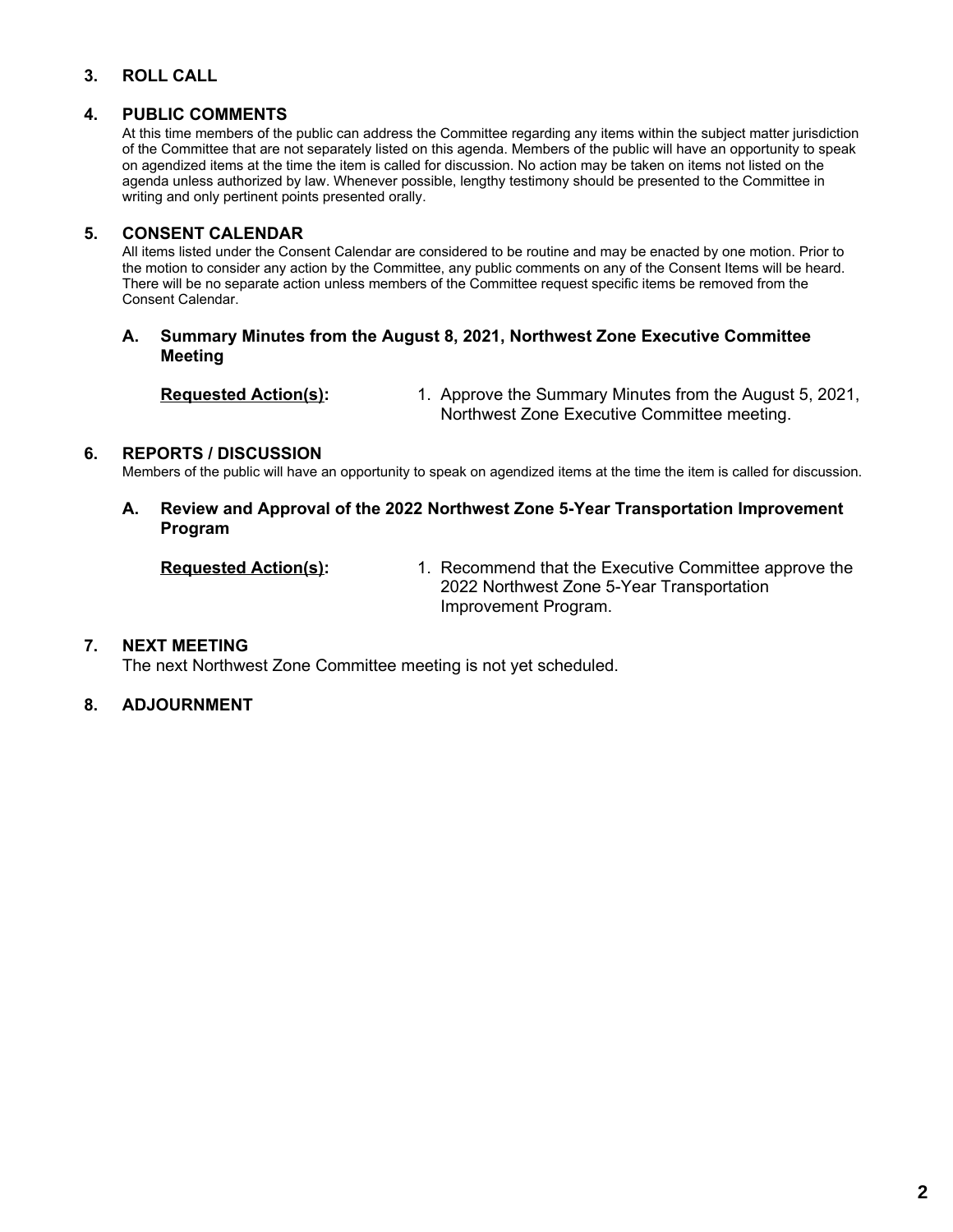## 3. ROLL CALL

## 4. PUBLIC COMMENTS

At this time members of the public can address the Committee regarding any items within the subject matter jurisdiction of the Committee that are not separately listed on this agenda. Members of the public will have an opportunity to speak on agendized items at the time the item is called for discussion. No action may be taken on items not listed on the agenda unless authorized by law. Whenever possible, lengthy testimony should be presented to the Committee in writing and only pertinent points presented orally.

## 5. CONSENT CALENDAR

All items listed under the Consent Calendar are considered to be routine and may be enacted by one motion. Prior to the motion to consider any action by the Committee, any public comments on any of the Consent Items will be heard. There will be no separate action unless members of the Committee request specific items be removed from the Consent Calendar.

### A. Summary Minutes from the August 8, 2021, Northwest Zone Executive Committee Meeting

**Requested Action(s):**

1. Approve the Summary Minutes from the August 5, 2021, Northwest Zone Executive Committee meeting.

## 6. REPORTS / DISCUSSION

Members of the public will have an opportunity to speak on agendized items at the time the item is called for discussion.

### A. Review and Approval of the 2022 Northwest Zone 5-Year Transportation Improvement Program

**Requested Action(s):**

1. Recommend that the Executive Committee approve the 2022 Northwest Zone 5-Year Transportation Improvement Program.

## 7. NEXT MEETING

The next Northwest Zone Committee meeting is not yet scheduled.

## 8. ADJOURNMENT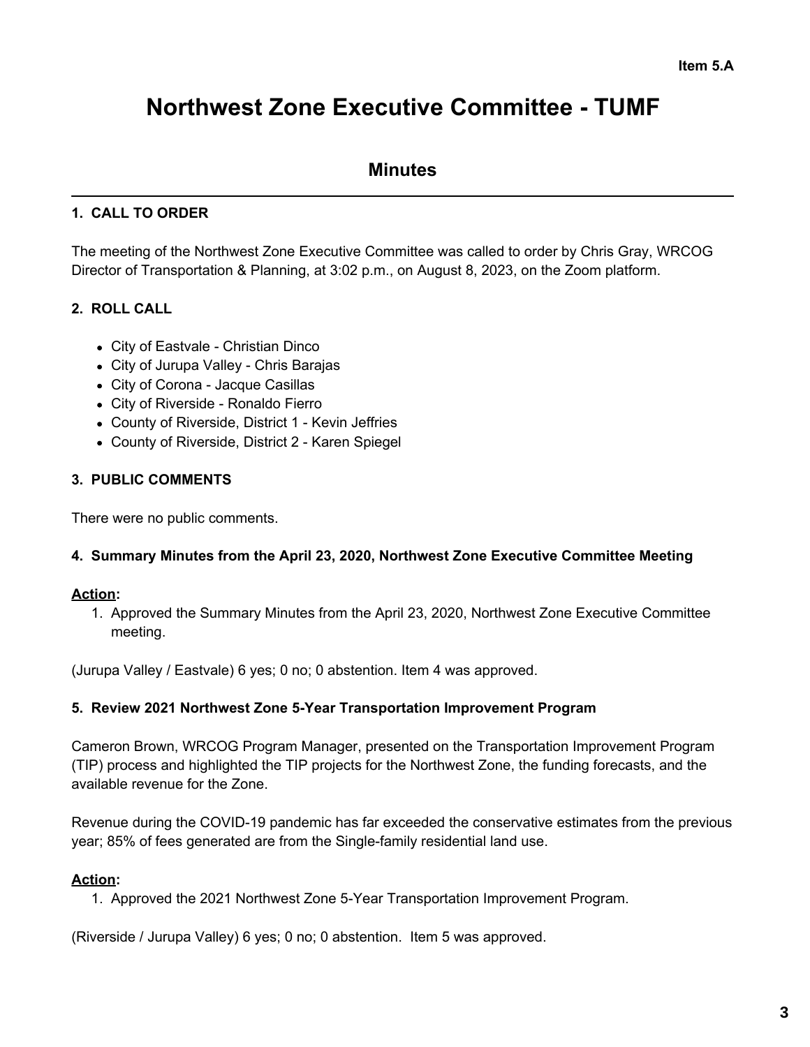Item 5.A

# Northwest Zone Executive Committee - TUMF

## Minutes

---

### 1. CALL TO ORDER

The meeting of the Northwest Zone Executive Committee was called to order by Chris Gray, WRCOG Director of Transportation & Planning, at 3:02 p.m., on August 8, 2023, on the Zoom platform.

### 2. ROLL CALL

- City of Eastvale - Christian Dinco
- City of Jurupa Valley - Chris Barajas
- City of Corona - Jacque Casillas
- City of Riverside - Ronaldo Fierro
- County of Riverside, District 1 - Kevin Jeffries
- County of Riverside, District 2 - Karen Spiegel

### 3. PUBLIC COMMENTS

There were no public comments.

### 4. Summary Minutes from the April 23, 2020, Northwest Zone Executive Committee Meeting

**Action:**

1. Approved the Summary Minutes from the April 23, 2020, Northwest Zone Executive Committee meeting.

(Jurupa Valley / Eastvale) 6 yes; 0 no; 0 abstention. Item 4 was approved.

### 5. Review 2021 Northwest Zone 5-Year Transportation Improvement Program

Cameron Brown, WRCOG Program Manager, presented on the Transportation Improvement Program (TIP) process and highlighted the TIP projects for the Northwest Zone, the funding forecasts, and the available revenue for the Zone.

Revenue during the COVID-19 pandemic has far exceeded the conservative estimates from the previous year; 85% of fees generated are from the Single-family residential land use.

**Action:**

1. Approved the 2021 Northwest Zone 5-Year Transportation Improvement Program.

(Riverside / Jurupa Valley) 6 yes; 0 no; 0 abstention. Item 5 was approved.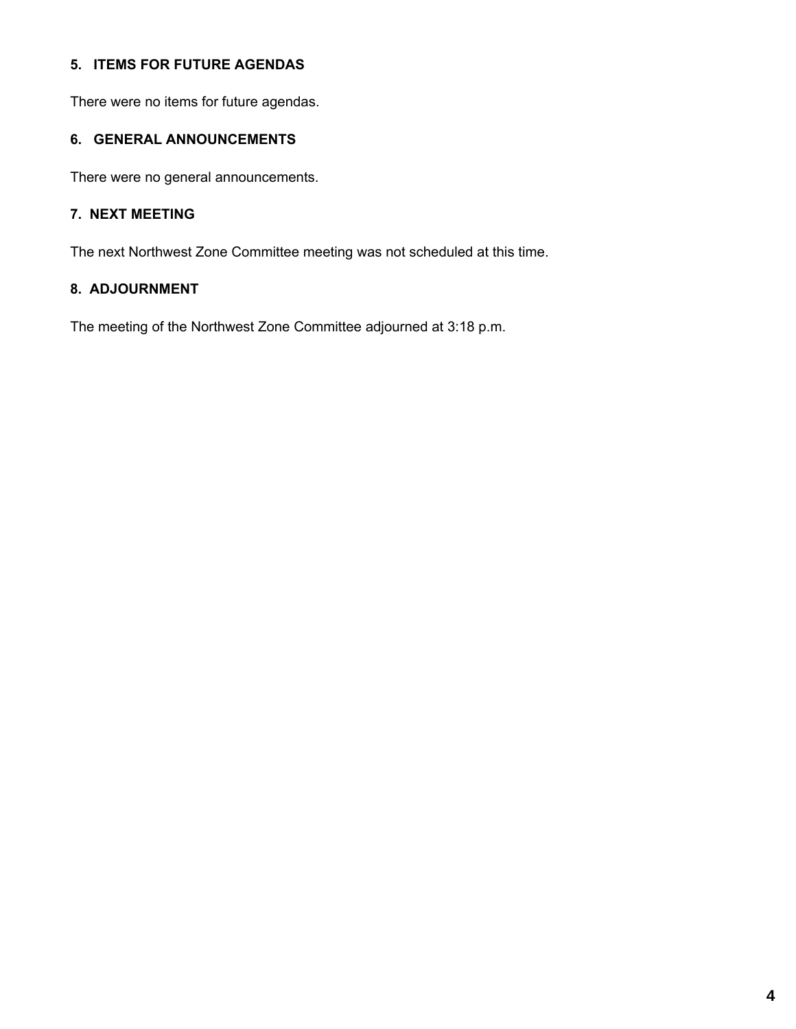### 5. ITEMS FOR FUTURE AGENDAS

There were no items for future agendas.

### 6. GENERAL ANNOUNCEMENTS

There were no general announcements.

### 7. NEXT MEETING

The next Northwest Zone Committee meeting was not scheduled at this time.

### 8. ADJOURNMENT

The meeting of the Northwest Zone Committee adjourned at 3:18 p.m.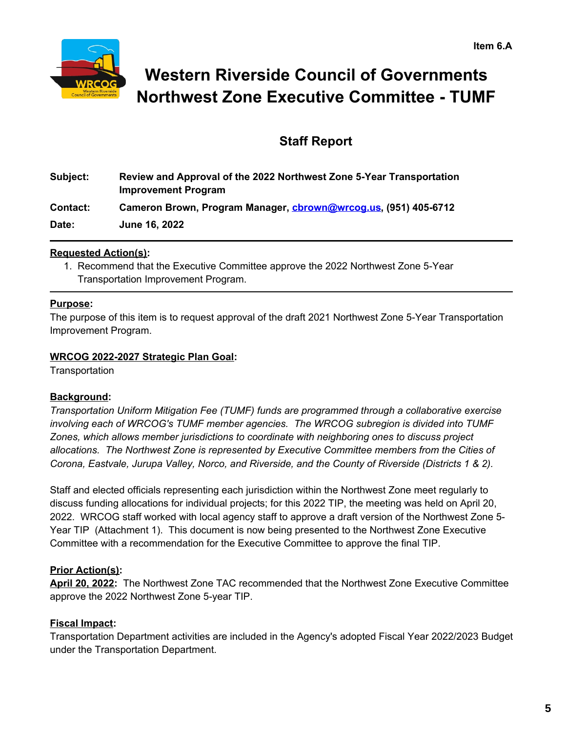Item 6.A

# Western Riverside Council of Governments Northwest Zone Executive Committee - TUMF

## Staff Report

**Subject:** **Review and Approval of the 2022 Northwest Zone 5-Year Transportation Improvement Program**

**Contact:** **Cameron Brown, Program Manager, cbrown@wrcog.us, (951) 405-6712**

**Date:** **June 16, 2022**

---

**Requested Action(s):**

1. Recommend that the Executive Committee approve the 2022 Northwest Zone 5-Year Transportation Improvement Program.

---

**Purpose:**

The purpose of this item is to request approval of the draft 2021 Northwest Zone 5-Year Transportation Improvement Program.

**WRCOG 2022-2027 Strategic Plan Goal:**

Transportation

**Background:**

*Transportation Uniform Mitigation Fee (TUMF) funds are programmed through a collaborative exercise involving each of WRCOG's TUMF member agencies. The WRCOG subregion is divided into TUMF Zones, which allows member jurisdictions to coordinate with neighboring ones to discuss project allocations. The Northwest Zone is represented by Executive Committee members from the Cities of Corona, Eastvale, Jurupa Valley, Norco, and Riverside, and the County of Riverside (Districts 1 & 2).*

Staff and elected officials representing each jurisdiction within the Northwest Zone meet regularly to discuss funding allocations for individual projects; for this 2022 TIP, the meeting was held on April 20, 2022. WRCOG staff worked with local agency staff to approve a draft version of the Northwest Zone 5-Year TIP (Attachment 1). This document is now being presented to the Northwest Zone Executive Committee with a recommendation for the Executive Committee to approve the final TIP.

**Prior Action(s):**

**April 20, 2022:** The Northwest Zone TAC recommended that the Northwest Zone Executive Committee approve the 2022 Northwest Zone 5-year TIP.

**Fiscal Impact:**

Transportation Department activities are included in the Agency's adopted Fiscal Year 2022/2023 Budget under the Transportation Department.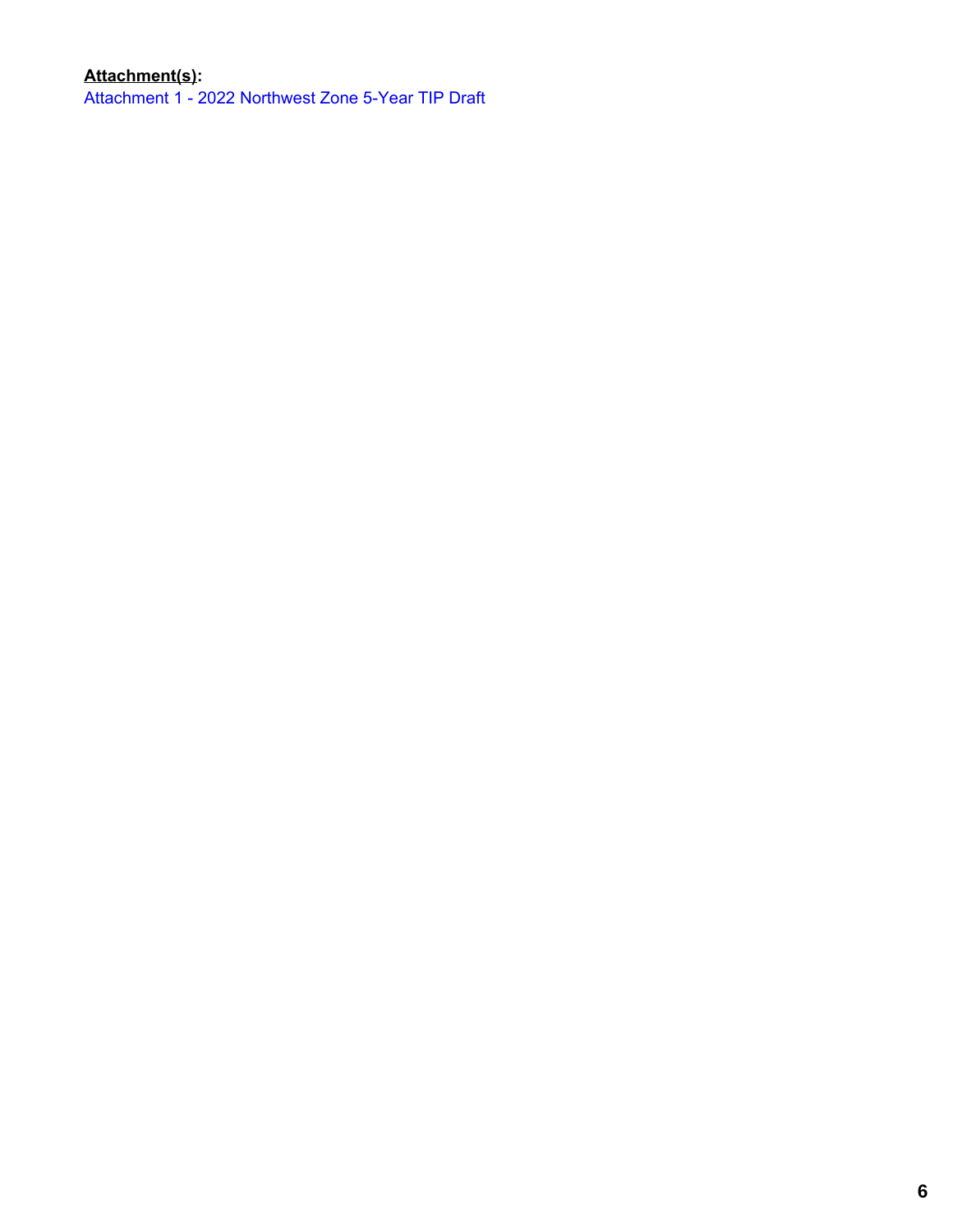**Attachment(s):**

Attachment 1 - 2022 Northwest Zone 5-Year TIP Draft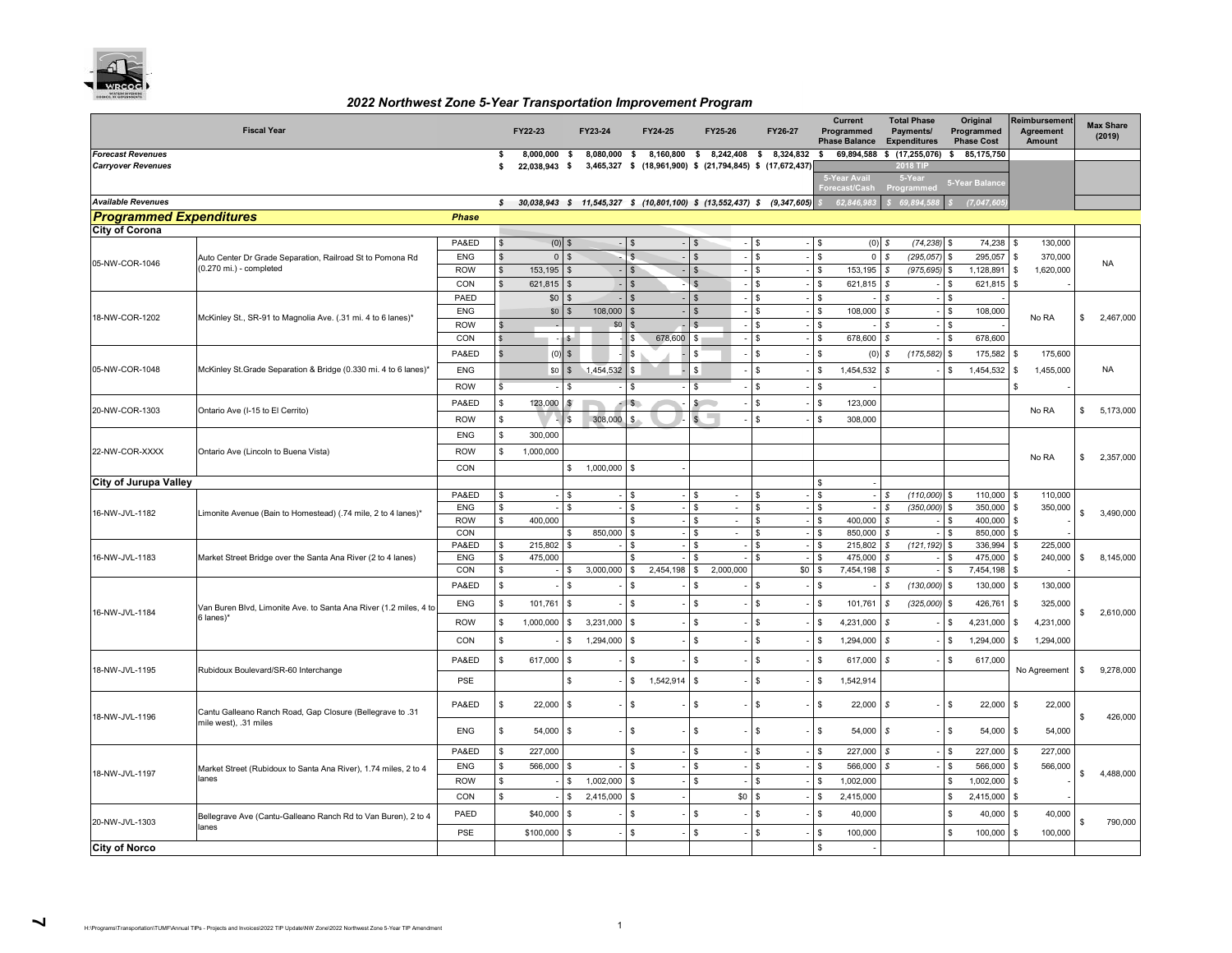## 2022 Northwest Zone 5-Year Transportation Improvement Program

| Fiscal Year | | Phase | FY22-23 | FY23-24 | FY24-25 | FY25-26 | FY26-27 | Current Programmed Phase Balance | Total Phase Payments/ Expenditures | Original Programmed Phase Cost | Reimbursement Agreement Amount | Max Share (2019) |
|---|---|---|---|---|---|---|---|---|---|---|---|---|
| ***Forecast Revenues*** | | | $ 8,000,000 | $ 8,080,000 | $ 8,160,800 | $ 8,242,408 | $ 8,324,832 | $ 69,894,588 | $ (17,255,076) | $ 85,175,750 | | |
| ***Carryover Revenues*** | | | $ 22,038,943 | $ 3,465,327 | $ (18,961,900) | $ (21,794,845) | $ (17,672,437) | 5-Year Avail Forecast/Cash | 2018 TIP 5-Year Programmed | 5-Year Balance | | |
| ***Available Revenues*** | | | *$ 30,038,943* | *$ 11,545,327* | *$ (10,801,100)* | *$ (13,552,437)* | *$ (9,347,605)* | *$ 62,846,983* | *$ 69,894,588* | *$ (7,047,605)* | | |
| ***Programmed Expenditures*** | | ***Phase*** | | | | | | | | | | |
| **City of Corona** | | | | | | | | | | | | |
| 05-NW-COR-1046 | Auto Center Dr Grade Separation, Railroad St to Pomona Rd (0.270 mi.) - completed | PA&ED | $ (0) | $ - | $ - | $ - | $ - | $ (0) | $ (74,238) | $ 74,238 | $ 130,000 | NA |
| | | ENG | $ 0 | $ - | $ - | $ - | $ - | $ 0 | $ (295,057) | $ 295,057 | $ 370,000 | |
| | | ROW | $ 153,195 | $ - | $ - | $ - | $ - | $ 153,195 | $ (975,695) | $ 1,128,891 | $ 1,620,000 | |
| | | CON | $ 621,815 | $ - | $ - | $ - | $ - | $ 621,815 | $ - | $ 621,815 | $ - | |
| 18-NW-COR-1202 | McKinley St., SR-91 to Magnolia Ave. (.31 mi. 4 to 6 lanes)* | PAED | $0 | $ - | $ - | $ - | $ - | $ - | $ - | $ - | No RA | $ 2,467,000 |
| | | ENG | $0 | $ 108,000 | $ - | $ - | $ - | $ 108,000 | $ - | $ 108,000 | | |
| | | ROW | $ - | $0 | $ - | $ - | $ - | $ - | $ - | $ - | | |
| | | CON | $ - | $ - | $ 678,600 | $ - | $ - | $ 678,600 | $ - | $ 678,600 | | |
| 05-NW-COR-1048 | McKinley St.Grade Separation & Bridge (0.330 mi. 4 to 6 lanes)* | PA&ED | $ (0) | $ - | $ - | $ - | $ - | $ (0) | $ (175,582) | $ 175,582 | $ 175,600 | NA |
| | | ENG | $0 | $ 1,454,532 | $ - | $ - | $ - | $ 1,454,532 | $ - | $ 1,454,532 | $ 1,455,000 | |
| | | ROW | $ - | $ - | $ - | $ - | $ - | $ - | | | $ - | |
| 20-NW-COR-1303 | Ontario Ave (I-15 to El Cerrito) | PA&ED | $ 123,000 | $ - | $ - | $ - | $ - | $ 123,000 | | | No RA | $ 5,173,000 |
| | | ROW | $ - | $ 308,000 | $ - | $ - | $ - | $ 308,000 | | | | |
| 22-NW-COR-XXXX | Ontario Ave (Lincoln to Buena Vista) | ENG | $ 300,000 | | | | | | | | No RA | $ 2,357,000 |
| | | ROW | $ 1,000,000 | | | | | | | | | |
| | | CON | | $ 1,000,000 | $ - | | | | | | | |
| **City of Jurupa Valley** | | | | | | | | $ - | | | | |
| 16-NW-JVL-1182 | Limonite Avenue (Bain to Homestead) (.74 mile, 2 to 4 lanes)* | PA&ED | $ - | $ - | $ - | $ - | $ - | $ - | $ (110,000) | $ 110,000 | $ 110,000 | $ 3,490,000 |
| | | ENG | $ - | $ - | $ - | $ - | $ - | $ - | $ (350,000) | $ 350,000 | $ 350,000 | |
| | | ROW | $ 400,000 | | $ - | $ - | $ - | $ 400,000 | $ - | $ 400,000 | $ - | |
| | | CON | | $ 850,000 | $ - | $ - | $ - | $ 850,000 | $ - | $ 850,000 | $ - | |
| 16-NW-JVL-1183 | Market Street Bridge over the Santa Ana River (2 to 4 lanes) | PA&ED | $ 215,802 | $ - | $ - | $ - | $ - | $ 215,802 | $ (121,192) | $ 336,994 | $ 225,000 | $ 8,145,000 |
| | | ENG | $ 475,000 | | $ - | $ - | $ - | $ 475,000 | $ - | $ 475,000 | $ 240,000 | |
| | | CON | $ - | $ 3,000,000 | $ 2,454,198 | $ 2,000,000 | $0 | $ 7,454,198 | $ - | $ 7,454,198 | $ - | |
| 16-NW-JVL-1184 | Van Buren Blvd, Limonite Ave. to Santa Ana River (1.2 miles, 4 to 6 lanes)* | PA&ED | $ - | $ - | $ - | $ - | $ - | $ - | $ (130,000) | $ 130,000 | $ 130,000 | $ 2,610,000 |
| | | ENG | $ 101,761 | $ - | $ - | $ - | $ - | $ 101,761 | $ (325,000) | $ 426,761 | $ 325,000 | |
| | | ROW | $ 1,000,000 | $ 3,231,000 | $ - | $ - | $ - | $ 4,231,000 | $ - | $ 4,231,000 | $ 4,231,000 | |
| | | CON | $ - | $ 1,294,000 | $ - | $ - | $ - | $ 1,294,000 | $ - | $ 1,294,000 | $ 1,294,000 | |
| 18-NW-JVL-1195 | Rubidoux Boulevard/SR-60 Interchange | PA&ED | $ 617,000 | $ - | $ - | $ - | $ - | $ 617,000 | $ - | $ 617,000 | No Agreement | $ 9,278,000 |
| | | PSE | | $ - | $ 1,542,914 | $ - | $ - | $ 1,542,914 | | | | |
| 18-NW-JVL-1196 | Cantu Galleano Ranch Road, Gap Closure (Bellegrave to .31 mile west), .31 miles | PA&ED | $ 22,000 | $ - | $ - | $ - | $ - | $ 22,000 | $ - | $ 22,000 | $ 22,000 | $ 426,000 |
| | | ENG | $ 54,000 | $ - | $ - | $ - | $ - | $ 54,000 | $ - | $ 54,000 | $ 54,000 | |
| 18-NW-JVL-1197 | Market Street (Rubidoux to Santa Ana River), 1.74 miles, 2 to 4 lanes | PA&ED | $ 227,000 | | $ - | $ - | $ - | $ 227,000 | $ - | $ 227,000 | $ 227,000 | $ 4,488,000 |
| | | ENG | $ 566,000 | $ - | $ - | $ - | $ - | $ 566,000 | $ - | $ 566,000 | $ 566,000 | |
| | | ROW | $ - | $ 1,002,000 | $ - | $ - | $ - | $ 1,002,000 | | $ 1,002,000 | $ - | |
| | | CON | $ - | $ 2,415,000 | $ - | $0 | $ - | $ 2,415,000 | | $ 2,415,000 | $ - | |
| 20-NW-JVL-1303 | Bellegrave Ave (Cantu-Galleano Ranch Rd to Van Buren), 2 to 4 lanes | PAED | $40,000 | $ - | $ - | $ - | $ - | $ 40,000 | | $ 40,000 | $ 40,000 | $ 790,000 |
| | | PSE | $100,000 | $ - | $ - | $ - | $ - | $ 100,000 | | $ 100,000 | $ 100,000 | |
| **City of Norco** | | | | | | | | $ - | | | | |

H:\Programs\Transportation\TUMF\Annual TIPs - Projects and Invoices\2022 TIP Update\NW Zone\2022 Northwest Zone 5-Year TIP Amendment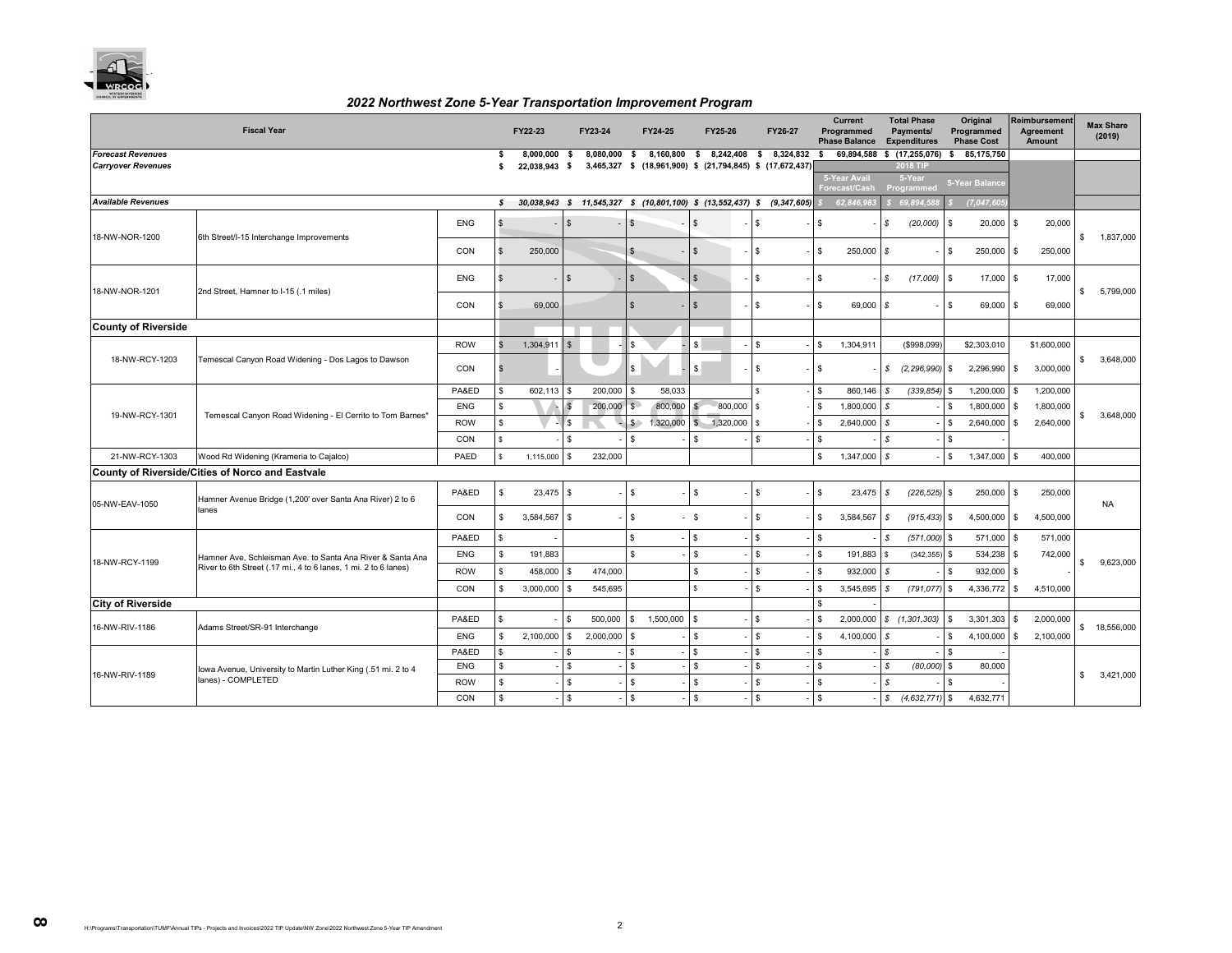# 2022 Northwest Zone 5-Year Transportation Improvement Program

| Fiscal Year | | | FY22-23 | FY23-24 | FY24-25 | FY25-26 | FY26-27 | Current Programmed Phase Balance | Total Phase Payments/ Expenditures | Original Programmed Phase Cost | Reimbursement Agreement Amount | Max Share (2019) |
|---|---|---|---|---|---|---|---|---|---|---|---|---|
| ***Forecast Revenues*** | | | $ 8,000,000 | $ 8,080,000 | $ 8,160,800 | $ 8,242,408 | $ 8,324,832 | $ 69,894,588 | $ (17,255,076) | $ 85,175,750 | | |
| ***Carryover Revenues*** | | | $ 22,038,943 | $ 3,465,327 | $ (18,961,900) | $ (21,794,845) | $ (17,672,437) | | 2018 TIP | | | |
| | | | | | | | | 5-Year Avail Forecast/Cash | 5-Year Programmed | 5-Year Balance | | |
| ***Available Revenues*** | | | $ 30,038,943 | $ 11,545,327 | $ (10,801,100) | $ (13,552,437) | $ (9,347,605) | $ 62,846,983 | $ 69,894,588 | $ (7,047,605) | | |
| 18-NW-NOR-1200 | 6th Street/I-15 Interchange Improvements | ENG | $ - | $ - | $ - | $ - | $ - | $ - | $ (20,000) | $ 20,000 | $ 20,000 | $ 1,837,000 |
| | | CON | $ 250,000 | | $ - | $ - | $ - | $ 250,000 | $ - | $ 250,000 | $ 250,000 | |
| 18-NW-NOR-1201 | 2nd Street, Hamner to I-15 (.1 miles) | ENG | $ - | $ - | $ - | $ - | $ - | $ - | $ (17,000) | $ 17,000 | $ 17,000 | $ 5,799,000 |
| | | CON | $ 69,000 | | $ - | $ - | $ - | $ 69,000 | $ - | $ 69,000 | $ 69,000 | |
| **County of Riverside** | | | | | | | | | | | | |
| 18-NW-RCY-1203 | Temescal Canyon Road Widening - Dos Lagos to Dawson | ROW | $ 1,304,911 | $ - | $ - | $ - | $ - | $ 1,304,911 | ($998,099) | $2,303,010 | $1,600,000 | $ 3,648,000 |
| | | CON | $ - | | $ - | $ - | $ - | $ - | $ (2,296,990) | $ 2,296,990 | $ 3,000,000 | |
| 19-NW-RCY-1301 | Temescal Canyon Road Widening - El Cerrito to Tom Barnes* | PA&ED | $ 602,113 | $ 200,000 | $ 58,033 | | $ - | $ 860,146 | $ (339,854) | $ 1,200,000 | $ 1,200,000 | $ 3,648,000 |
| | | ENG | $ - | $ 200,000 | $ 800,000 | $ 800,000 | $ - | $ 1,800,000 | $ - | $ 1,800,000 | $ 1,800,000 | |
| | | ROW | $ - | $ - | $ 1,320,000 | $ 1,320,000 | $ - | $ 2,640,000 | $ - | $ 2,640,000 | $ 2,640,000 | |
| | | CON | $ - | $ - | $ - | $ - | $ - | $ - | $ - | $ - | | |
| 21-NW-RCY-1303 | Wood Rd Widening (Krameria to Cajalco) | PAED | $ 1,115,000 | $ 232,000 | | | | $ 1,347,000 | $ - | $ 1,347,000 | $ 400,000 | |
| **County of Riverside/Cities of Norco and Eastvale** | | | | | | | | | | | | |
| 05-NW-EAV-1050 | Hamner Avenue Bridge (1,200' over Santa Ana River) 2 to 6 lanes | PA&ED | $ 23,475 | $ - | $ - | $ - | $ - | $ 23,475 | $ (226,525) | $ 250,000 | $ 250,000 | NA |
| | | CON | $ 3,584,567 | $ - | $ - | $ - | $ - | $ 3,584,567 | $ (915,433) | $ 4,500,000 | $ 4,500,000 | |
| 18-NW-RCY-1199 | Hamner Ave, Schleisman Ave. to Santa Ana River & Santa Ana River to 6th Street (.17 mi., 4 to 6 lanes, 1 mi. 2 to 6 lanes) | PA&ED | $ - | | $ - | $ - | $ - | $ - | $ (571,000) | $ 571,000 | $ 571,000 | $ 9,623,000 |
| | | ENG | $ 191,883 | | $ - | $ - | $ - | $ 191,883 | $ (342,355) | $ 534,238 | $ 742,000 | |
| | | ROW | $ 458,000 | $ 474,000 | | $ - | $ - | $ 932,000 | $ - | $ 932,000 | $ - | |
| | | CON | $ 3,000,000 | $ 545,695 | | $ - | $ - | $ 3,545,695 | $ (791,077) | $ 4,336,772 | $ 4,510,000 | |
| **City of Riverside** | | | | | | | | $ - | | | | |
| 16-NW-RIV-1186 | Adams Street/SR-91 Interchange | PA&ED | $ - | $ 500,000 | $ 1,500,000 | $ - | $ - | $ 2,000,000 | $ (1,301,303) | $ 3,301,303 | $ 2,000,000 | $ 18,556,000 |
| | | ENG | $ 2,100,000 | $ 2,000,000 | $ - | $ - | $ - | $ 4,100,000 | $ - | $ 4,100,000 | $ 2,100,000 | |
| 16-NW-RIV-1189 | Iowa Avenue, University to Martin Luther King (.51 mi. 2 to 4 lanes) - COMPLETED | PA&ED | $ - | $ - | $ - | $ - | $ - | $ - | $ - | $ - | | $ 3,421,000 |
| | | ENG | $ - | $ - | $ - | $ - | $ - | $ - | $ (80,000) | $ 80,000 | | |
| | | ROW | $ - | $ - | $ - | $ - | $ - | $ - | $ - | $ - | | |
| | | CON | $ - | $ - | $ - | $ - | $ - | $ - | $ (4,632,771) | $ 4,632,771 | | |

H:\Programs\Transportation\TUMF\Annual TIPs - Projects and Invoices\2022 TIP Update\NW Zone\2022 Northwest Zone 5-Year TIP Amendment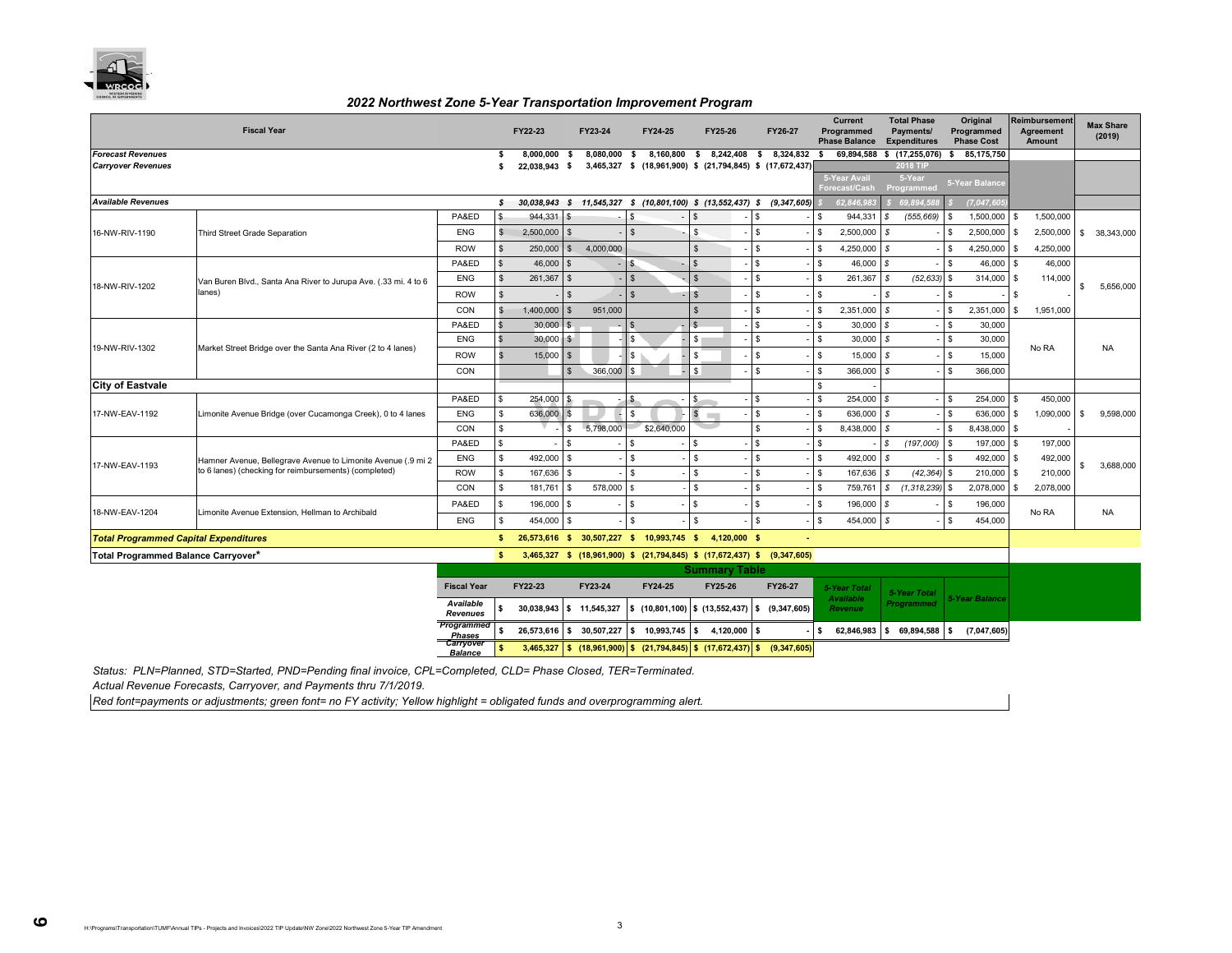## 2022 Northwest Zone 5-Year Transportation Improvement Program

| Fiscal Year | | | FY22-23 | FY23-24 | FY24-25 | FY25-26 | FY26-27 | Current Programmed Phase Balance | Total Phase Payments/ Expenditures | Original Programmed Phase Cost | Reimbursement Agreement Amount | Max Share (2019) |
|---|---|---|---|---|---|---|---|---|---|---|---|---|
| *Forecast Revenues* | | | $ 8,000,000 | $ 8,080,000 | $ 8,160,800 | $ 8,242,408 | $ 8,324,832 | $ 69,894,588 | $ (17,255,076) | $ 85,175,750 | | |
| *Carryover Revenues* | | | $ 22,038,943 | $ 3,465,327 | $ (18,961,900) | $ (21,794,845) | $ (17,672,437) | 5-Year Avail Forecast/Cash | 2018 TIP 5-Year Programmed | 5-Year Balance | | |
| *Available Revenues* | | | $ 30,038,943 | $ 11,545,327 | $ (10,801,100) | $ (13,552,437) | $ (9,347,605) | $ 62,846,983 | $ 69,894,588 | $ (7,047,605) | | |
| 16-NW-RIV-1190 | Third Street Grade Separation | PA&ED | $ 944,331 | $ - | $ - | $ - | $ - | $ 944,331 | $ (555,669) | $ 1,500,000 | $ 1,500,000 | $ 38,343,000 |
| | | ENG | $ 2,500,000 | $ - | $ - | $ - | $ - | $ 2,500,000 | $ - | $ 2,500,000 | $ 2,500,000 | |
| | | ROW | $ 250,000 | $ 4,000,000 | | $ - | $ - | $ 4,250,000 | $ - | $ 4,250,000 | $ 4,250,000 | |
| 18-NW-RIV-1202 | Van Buren Blvd., Santa Ana River to Jurupa Ave. (.33 mi. 4 to 6 lanes) | PA&ED | $ 46,000 | $ - | $ - | $ - | $ - | $ 46,000 | $ - | $ 46,000 | $ 46,000 | $ 5,656,000 |
| | | ENG | $ 261,367 | $ - | $ - | $ - | $ - | $ 261,367 | $ (52,633) | $ 314,000 | $ 114,000 | |
| | | ROW | $ - | $ - | $ - | $ - | $ - | $ - | $ - | $ - | $ - | |
| | | CON | $ 1,400,000 | $ 951,000 | | $ - | $ - | $ 2,351,000 | $ - | $ 2,351,000 | $ 1,951,000 | |
| 19-NW-RIV-1302 | Market Street Bridge over the Santa Ana River (2 to 4 lanes) | PA&ED | $ 30,000 | $ - | $ - | $ - | $ - | $ 30,000 | $ - | $ 30,000 | No RA | NA |
| | | ENG | $ 30,000 | $ - | $ - | $ - | $ - | $ 30,000 | $ - | $ 30,000 | | |
| | | ROW | $ 15,000 | $ - | $ - | $ - | $ - | $ 15,000 | $ - | $ 15,000 | | |
| | | CON | | $ 366,000 | $ - | $ - | $ - | $ 366,000 | $ - | $ 366,000 | | |
| **City of Eastvale** | | | | | | | | $ - | | | | |
| 17-NW-EAV-1192 | Limonite Avenue Bridge (over Cucamonga Creek), 0 to 4 lanes | PA&ED | $ 254,000 | $ - | $ - | $ - | $ - | $ 254,000 | $ - | $ 254,000 | $ 450,000 | $ 9,598,000 |
| | | ENG | $ 636,000 | $ - | $ - | $ - | $ - | $ 636,000 | $ - | $ 636,000 | $ 1,090,000 | |
| | | CON | $ - | $ 5,798,000 | $2,640,000 | | $ - | $ 8,438,000 | $ - | $ 8,438,000 | $ - | |
| 17-NW-EAV-1193 | Hamner Avenue, Bellegrave Avenue to Limonite Avenue (.9 mi 2 to 6 lanes) (checking for reimbursements) (completed) | PA&ED | $ - | $ - | $ - | $ - | $ - | $ - | $ (197,000) | $ 197,000 | $ 197,000 | $ 3,688,000 |
| | | ENG | $ 492,000 | $ - | $ - | $ - | $ - | $ 492,000 | $ - | $ 492,000 | $ 492,000 | |
| | | ROW | $ 167,636 | $ - | $ - | $ - | $ - | $ 167,636 | $ (42,364) | $ 210,000 | $ 210,000 | |
| | | CON | $ 181,761 | $ 578,000 | $ - | $ - | $ - | $ 759,761 | $ (1,318,239) | $ 2,078,000 | $ 2,078,000 | |
| 18-NW-EAV-1204 | Limonite Avenue Extension, Hellman to Archibald | PA&ED | $ 196,000 | $ - | $ - | $ - | $ - | $ 196,000 | $ - | $ 196,000 | No RA | NA |
| | | ENG | $ 454,000 | $ - | $ - | $ - | $ - | $ 454,000 | $ - | $ 454,000 | | |
| ***Total Programmed Capital Expenditures*** | | | **$ 26,573,616** | **$ 30,507,227** | **$ 10,993,745** | **$ 4,120,000** | **$ -** | | | | | |
| **Total Programmed Balance Carryover*** | | | **$ 3,465,327** | **$ (18,961,900)** | **$ (21,794,845)** | **$ (17,672,437)** | **$ (9,347,605)** | | | | | |

**Summary Table**

| Fiscal Year | FY22-23 | FY23-24 | FY24-25 | FY25-26 | FY26-27 | 5-Year Total Available Revenue | 5-Year Total Programmed | 5-Year Balance |
|---|---|---|---|---|---|---|---|---|
| *Available Revenues* | $ 30,038,943 | $ 11,545,327 | $ (10,801,100) | $ (13,552,437) | $ (9,347,605) | | | |
| *Programmed Phases* | $ 26,573,616 | $ 30,507,227 | $ 10,993,745 | $ 4,120,000 | $ - | $ 62,846,983 | $ 69,894,588 | $ (7,047,605) |
| *Carryover Balance* | $ 3,465,327 | $ (18,961,900) | $ (21,794,845) | $ (17,672,437) | $ (9,347,605) | | | |

*Status: PLN=Planned, STD=Started, PND=Pending final invoice, CPL=Completed, CLD= Phase Closed, TER=Terminated.*

*Actual Revenue Forecasts, Carryover, and Payments thru 7/1/2019.*

*Red font=payments or adjustments; green font= no FY activity; Yellow highlight = obligated funds and overprogramming alert.*

H:\Programs\Transportation\TUMF\Annual TIPs - Projects and Invoices\2022 TIP Update\NW Zone\2022 Northwest Zone 5-Year TIP Amendment